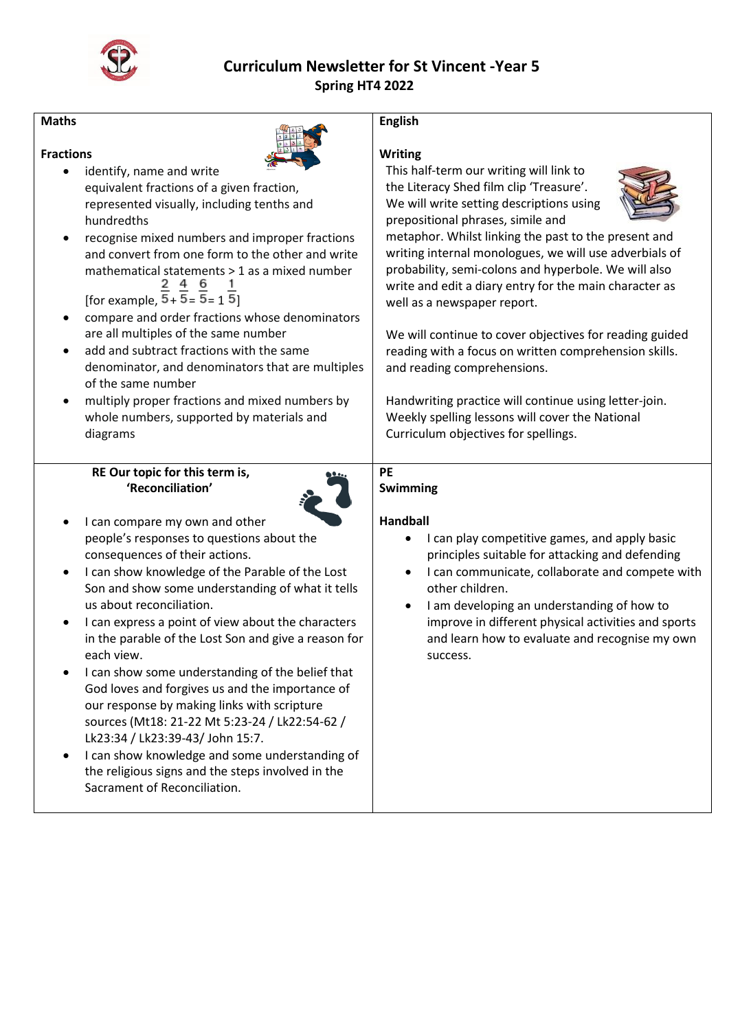# Curriculum Newsletter for St Vincent -Year 5

## Spring HT4 2022

## Maths

### Fractions

- identify, name and write equivalent fractions of a given fraction, represented visually, including tenths and hundredths
- recognise mixed numbers and improper fractions and convert from one form to the other and write mathematical statements > 1 as a mixed number [for example, $\frac{2}{5} + \frac{4}{5} = \frac{6}{5} = 1\frac{1}{5}$]
- compare and order fractions whose denominators are all multiples of the same number
- add and subtract fractions with the same denominator, and denominators that are multiples of the same number
- multiply proper fractions and mixed numbers by whole numbers, supported by materials and diagrams

## English

### Writing

This half-term our writing will link to the Literacy Shed film clip 'Treasure'. We will write setting descriptions using prepositional phrases, simile and metaphor. Whilst linking the past to the present and writing internal monologues, we will use adverbials of probability, semi-colons and hyperbole. We will also write and edit a diary entry for the main character as well as a newspaper report.

We will continue to cover objectives for reading guided reading with a focus on written comprehension skills. and reading comprehensions.

Handwriting practice will continue using letter-join. Weekly spelling lessons will cover the National Curriculum objectives for spellings.

## RE Our topic for this term is, 'Reconciliation'

- I can compare my own and other people's responses to questions about the consequences of their actions.
- I can show knowledge of the Parable of the Lost Son and show some understanding of what it tells us about reconciliation.
- I can express a point of view about the characters in the parable of the Lost Son and give a reason for each view.
- I can show some understanding of the belief that God loves and forgives us and the importance of our response by making links with scripture sources (Mt18: 21-22 Mt 5:23-24 / Lk22:54-62 / Lk23:34 / Lk23:39-43/ John 15:7.
- I can show knowledge and some understanding of the religious signs and the steps involved in the Sacrament of Reconciliation.

## PE

### Swimming

### Handball

- I can play competitive games, and apply basic principles suitable for attacking and defending
- I can communicate, collaborate and compete with other children.
- I am developing an understanding of how to improve in different physical activities and sports and learn how to evaluate and recognise my own success.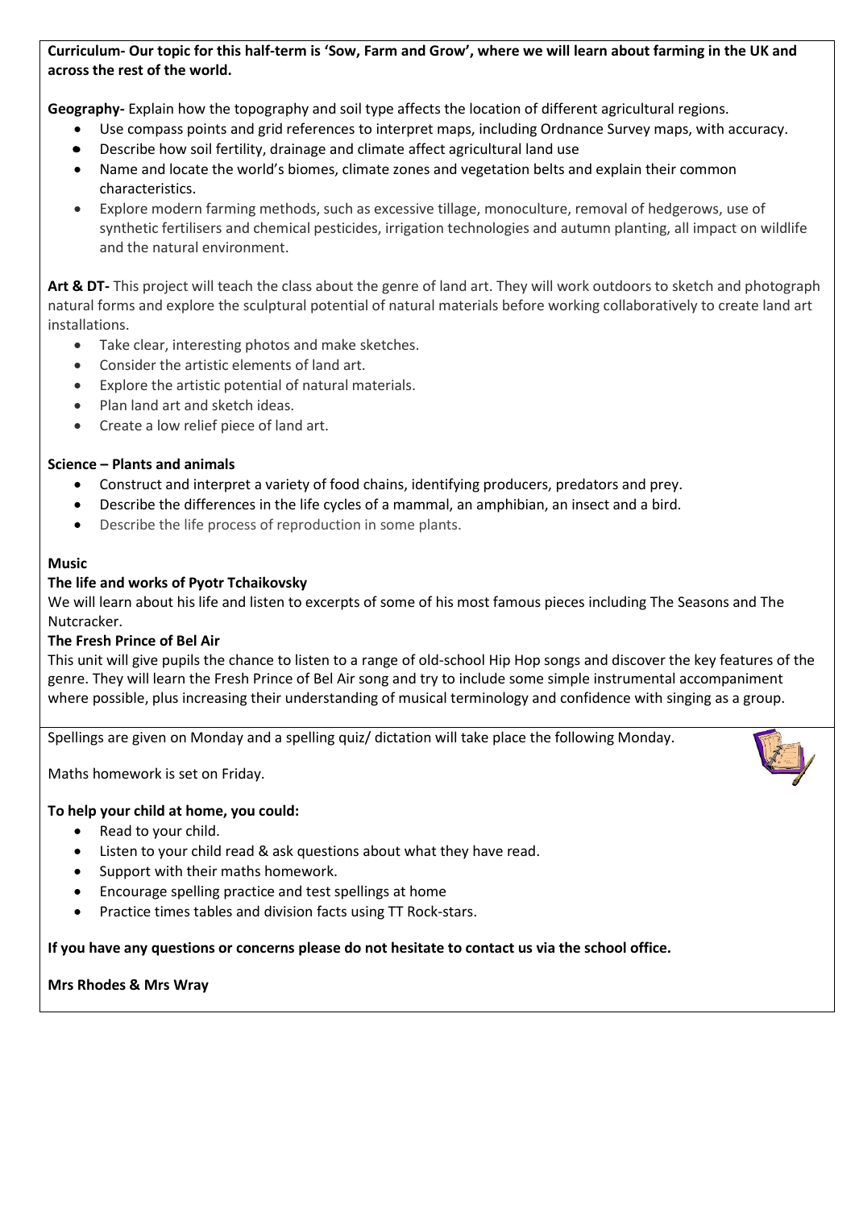**Curriculum- Our topic for this half-term is 'Sow, Farm and Grow', where we will learn about farming in the UK and across the rest of the world.**

**Geography-** Explain how the topography and soil type affects the location of different agricultural regions.

- Use compass points and grid references to interpret maps, including Ordnance Survey maps, with accuracy.
- Describe how soil fertility, drainage and climate affect agricultural land use
- Name and locate the world's biomes, climate zones and vegetation belts and explain their common characteristics.
- Explore modern farming methods, such as excessive tillage, monoculture, removal of hedgerows, use of synthetic fertilisers and chemical pesticides, irrigation technologies and autumn planting, all impact on wildlife and the natural environment.

**Art & DT-** This project will teach the class about the genre of land art. They will work outdoors to sketch and photograph natural forms and explore the sculptural potential of natural materials before working collaboratively to create land art installations.

- Take clear, interesting photos and make sketches.
- Consider the artistic elements of land art.
- Explore the artistic potential of natural materials.
- Plan land art and sketch ideas.
- Create a low relief piece of land art.

**Science – Plants and animals**

- Construct and interpret a variety of food chains, identifying producers, predators and prey.
- Describe the differences in the life cycles of a mammal, an amphibian, an insect and a bird.
- Describe the life process of reproduction in some plants.

**Music**

**The life and works of Pyotr Tchaikovsky**

We will learn about his life and listen to excerpts of some of his most famous pieces including The Seasons and The Nutcracker.

**The Fresh Prince of Bel Air**

This unit will give pupils the chance to listen to a range of old-school Hip Hop songs and discover the key features of the genre. They will learn the Fresh Prince of Bel Air song and try to include some simple instrumental accompaniment where possible, plus increasing their understanding of musical terminology and confidence with singing as a group.

Spellings are given on Monday and a spelling quiz/ dictation will take place the following Monday.

Maths homework is set on Friday.

**To help your child at home, you could:**

- Read to your child.
- Listen to your child read & ask questions about what they have read.
- Support with their maths homework.
- Encourage spelling practice and test spellings at home
- Practice times tables and division facts using TT Rock-stars.

**If you have any questions or concerns please do not hesitate to contact us via the school office.**

**Mrs Rhodes & Mrs Wray**